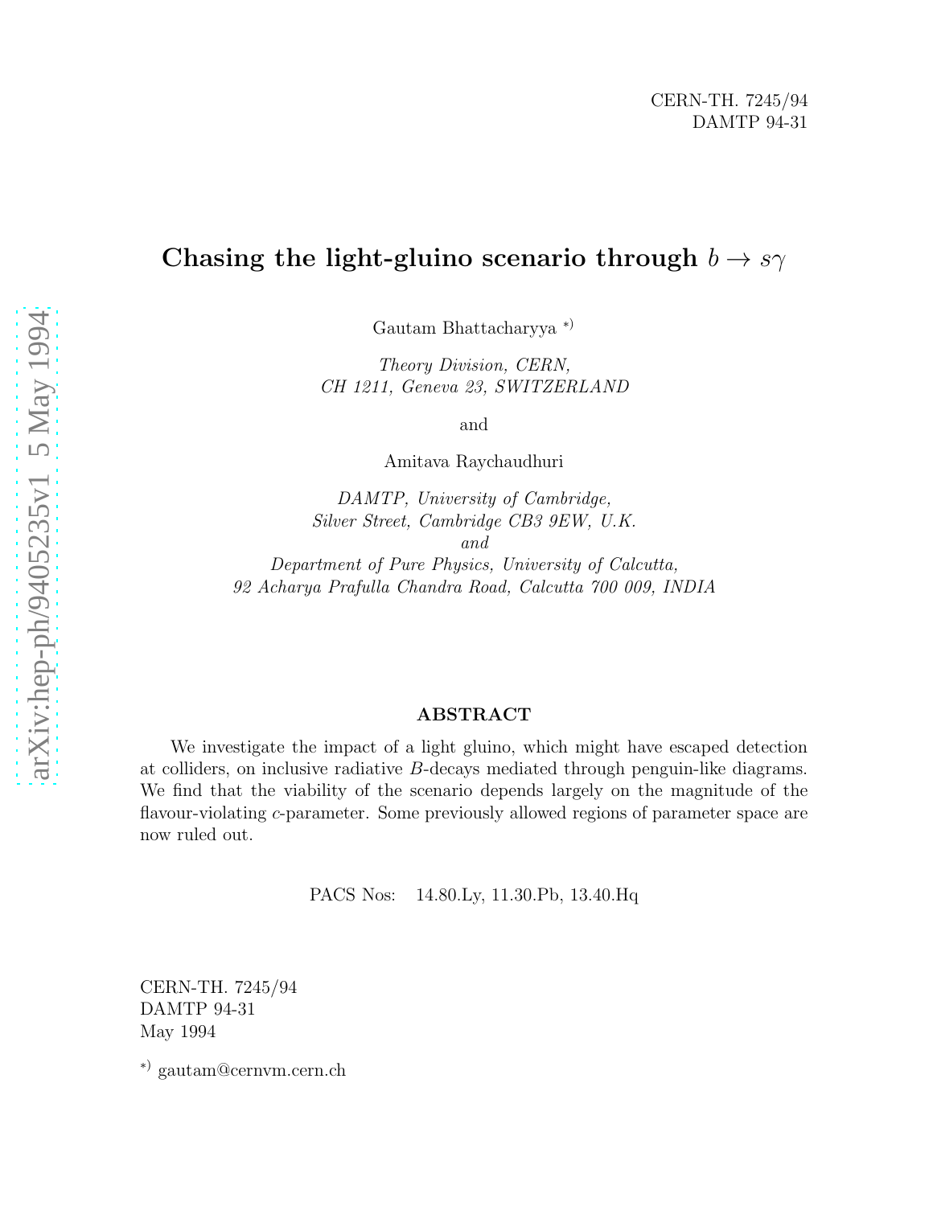CERN-TH. 7245/94
DAMTP 94-31

# Chasing the light-gluino scenario through $b \to s\gamma$

Gautam Bhattacharyya [*)]

*Theory Division, CERN,*
*CH 1211, Geneva 23, SWITZERLAND*

and

Amitava Raychaudhuri

*DAMTP, University of Cambridge,*
*Silver Street, Cambridge CB3 9EW, U.K.*
*and*
*Department of Pure Physics, University of Calcutta,*
*92 Acharya Prafulla Chandra Road, Calcutta 700 009, INDIA*

## ABSTRACT

We investigate the impact of a light gluino, which might have escaped detection at colliders, on inclusive radiative $B$-decays mediated through penguin-like diagrams. We find that the viability of the scenario depends largely on the magnitude of the flavour-violating $c$-parameter. Some previously allowed regions of parameter space are now ruled out.

PACS Nos: 14.80.Ly, 11.30.Pb, 13.40.Hq

CERN-TH. 7245/94
DAMTP 94-31
May 1994

[*)] gautam@cernvm.cern.ch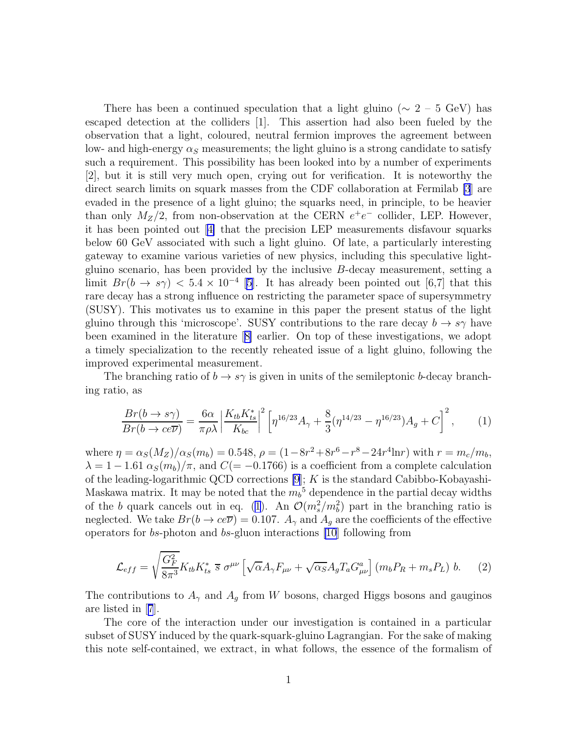There has been a continued speculation that a light gluino ($\sim 2$ – $5$ GeV) has escaped detection at the colliders [1]. This assertion had also been fueled by the observation that a light, coloured, neutral fermion improves the agreement between low- and high-energy $\alpha_S$ measurements; the light gluino is a strong candidate to satisfy such a requirement. This possibility has been looked into by a number of experiments [2], but it is still very much open, crying out for verification. It is noteworthy the direct search limits on squark masses from the CDF collaboration at Fermilab [3] are evaded in the presence of a light gluino; the squarks need, in principle, to be heavier than only $M_Z/2$, from non-observation at the CERN $e^+e^-$ collider, LEP. However, it has been pointed out [4] that the precision LEP measurements disfavour squarks below 60 GeV associated with such a light gluino. Of late, a particularly interesting gateway to examine various varieties of new physics, including this speculative light-gluino scenario, has been provided by the inclusive $B$-decay measurement, setting a limit $Br(b \to s\gamma) < 5.4 \times 10^{-4}$ [5]. It has already been pointed out [6,7] that this rare decay has a strong influence on restricting the parameter space of supersymmetry (SUSY). This motivates us to examine in this paper the present status of the light gluino through this 'microscope'. SUSY contributions to the rare decay $b \to s\gamma$ have been examined in the literature [8] earlier. On top of these investigations, we adopt a timely specialization to the recently reheated issue of a light gluino, following the improved experimental measurement.

The branching ratio of $b \to s\gamma$ is given in units of the semileptonic $b$-decay branching ratio, as

$$\frac{Br(b \to s\gamma)}{Br(b \to ce\overline{\nu})} = \frac{6\alpha}{\pi\rho\lambda}\left|\frac{K_{tb}K_{ts}^*}{K_{bc}}\right|^2 \left[\eta^{16/23}A_\gamma + \frac{8}{3}(\eta^{14/23} - \eta^{16/23})A_g + C\right]^2, \qquad (1)$$

where $\eta = \alpha_S(M_Z)/\alpha_S(m_b) = 0.548$, $\rho = (1-8r^2+8r^6-r^8-24r^4\ln r)$ with $r = m_c/m_b$, $\lambda = 1 - 1.61\ \alpha_S(m_b)/\pi$, and $C(= -0.1766)$ is a coefficient from a complete calculation of the leading-logarithmic QCD corrections [9]; $K$ is the standard Cabibbo-Kobayashi-Maskawa matrix. It may be noted that the $m_b{}^5$ dependence in the partial decay widths of the $b$ quark cancels out in eq. (1). An $\mathcal{O}(m_s^2/m_b^2)$ part in the branching ratio is neglected. We take $Br(b \to ce\overline{\nu}) = 0.107$. $A_\gamma$ and $A_g$ are the coefficients of the effective operators for $bs$-photon and $bs$-gluon interactions [10] following from

$$\mathcal{L}_{eff} = \sqrt{\frac{G_F^2}{8\pi^3}} K_{tb}K_{ts}^*\ \overline{s}\ \sigma^{\mu\nu}\left[\sqrt{\alpha}A_\gamma F_{\mu\nu} + \sqrt{\alpha_S}A_g T_a G^a_{\mu\nu}\right](m_b P_R + m_s P_L)\ b. \qquad (2)$$

The contributions to $A_\gamma$ and $A_g$ from $W$ bosons, charged Higgs bosons and gauginos are listed in [7].

The core of the interaction under our investigation is contained in a particular subset of SUSY induced by the quark-squark-gluino Lagrangian. For the sake of making this note self-contained, we extract, in what follows, the essence of the formalism of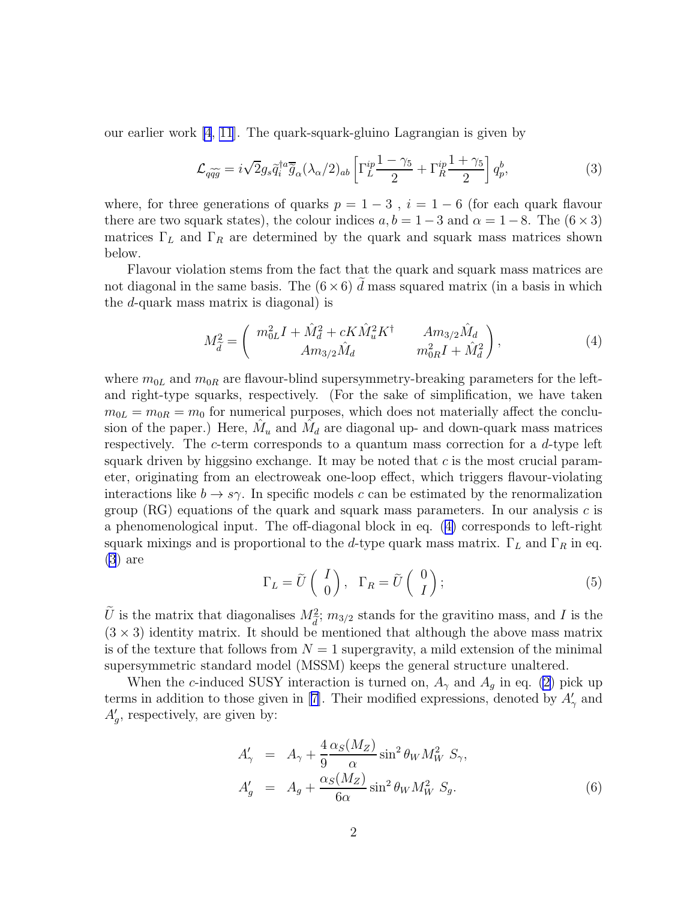our earlier work [4, 11]. The quark-squark-gluino Lagrangian is given by

$$\mathcal{L}_{q\widetilde{q}\widetilde{g}} = i\sqrt{2} g_s \widetilde{q}_i^{\dagger a} \overline{\widetilde{g}}_\alpha (\lambda_\alpha/2)_{ab} \left[ \Gamma_L^{ip} \frac{1-\gamma_5}{2} + \Gamma_R^{ip} \frac{1+\gamma_5}{2} \right] q_p^b, \tag{3}$$

where, for three generations of quarks $p = 1-3$ , $i = 1-6$ (for each quark flavour there are two squark states), the colour indices $a, b = 1-3$ and $\alpha = 1-8$. The $(6 \times 3)$ matrices $\Gamma_L$ and $\Gamma_R$ are determined by the quark and squark mass matrices shown below.

Flavour violation stems from the fact that the quark and squark mass matrices are not diagonal in the same basis. The $(6 \times 6)$ $\widetilde{d}$ mass squared matrix (in a basis in which the $d$-quark mass matrix is diagonal) is

$$M_{\widetilde{d}}^2 = \begin{pmatrix} m_{0L}^2 I + \hat{M}_d^2 + cK\hat{M}_u^2 K^\dagger & A m_{3/2} \hat{M}_d \\ A m_{3/2} \hat{M}_d & m_{0R}^2 I + \hat{M}_d^2 \end{pmatrix}, \tag{4}$$

where $m_{0L}$ and $m_{0R}$ are flavour-blind supersymmetry-breaking parameters for the left- and right-type squarks, respectively. (For the sake of simplification, we have taken $m_{0L} = m_{0R} = m_0$ for numerical purposes, which does not materially affect the conclusion of the paper.) Here, $\hat{M}_u$ and $\hat{M}_d$ are diagonal up- and down-quark mass matrices respectively. The $c$-term corresponds to a quantum mass correction for a $d$-type left squark driven by higgsino exchange. It may be noted that $c$ is the most crucial parameter, originating from an electroweak one-loop effect, which triggers flavour-violating interactions like $b \to s\gamma$. In specific models $c$ can be estimated by the renormalization group (RG) equations of the quark and squark mass parameters. In our analysis $c$ is a phenomenological input. The off-diagonal block in eq. (4) corresponds to left-right squark mixings and is proportional to the $d$-type quark mass matrix. $\Gamma_L$ and $\Gamma_R$ in eq. (3) are

$$\Gamma_L = \widetilde{U} \begin{pmatrix} I \\ 0 \end{pmatrix}, \quad \Gamma_R = \widetilde{U} \begin{pmatrix} 0 \\ I \end{pmatrix}; \tag{5}$$

$\widetilde{U}$ is the matrix that diagonalises $M_{\widetilde{d}}^2$; $m_{3/2}$ stands for the gravitino mass, and $I$ is the $(3 \times 3)$ identity matrix. It should be mentioned that although the above mass matrix is of the texture that follows from $N = 1$ supergravity, a mild extension of the minimal supersymmetric standard model (MSSM) keeps the general structure unaltered.

When the $c$-induced SUSY interaction is turned on, $A_\gamma$ and $A_g$ in eq. (2) pick up terms in addition to those given in [7]. Their modified expressions, denoted by $A'_\gamma$ and $A'_g$, respectively, are given by:

$$\begin{aligned} A'_\gamma &= A_\gamma + \frac{4}{9} \frac{\alpha_S(M_Z)}{\alpha} \sin^2\theta_W M_W^2 \; S_\gamma, \\ A'_g &= A_g + \frac{\alpha_S(M_Z)}{6\alpha} \sin^2\theta_W M_W^2 \; S_g. \end{aligned} \tag{6}$$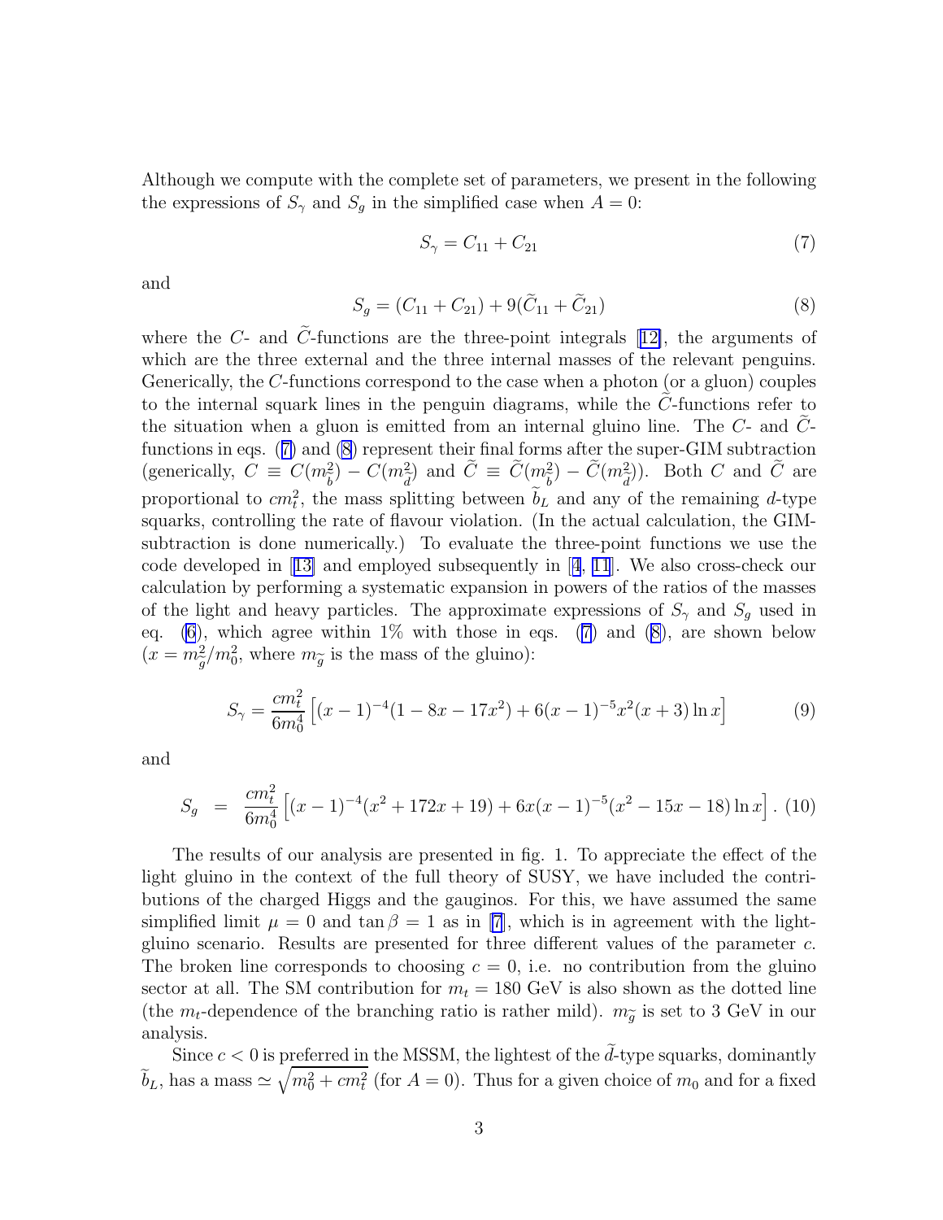Although we compute with the complete set of parameters, we present in the following the expressions of $S_\gamma$ and $S_g$ in the simplified case when $A = 0$:

$$S_\gamma = C_{11} + C_{21} \tag{7}$$

and

$$S_g = (C_{11} + C_{21}) + 9(\widetilde{C}_{11} + \widetilde{C}_{21}) \tag{8}$$

where the $C$- and $\widetilde{C}$-functions are the three-point integrals [12], the arguments of which are the three external and the three internal masses of the relevant penguins. Generically, the $C$-functions correspond to the case when a photon (or a gluon) couples to the internal squark lines in the penguin diagrams, while the $\widetilde{C}$-functions refer to the situation when a gluon is emitted from an internal gluino line. The $C$- and $\widetilde{C}$-functions in eqs. (7) and (8) represent their final forms after the super-GIM subtraction (generically, $C \equiv C(m^2_{\widetilde{b}}) - C(m^2_{\widetilde{d}})$ and $\widetilde{C} \equiv \widetilde{C}(m^2_{\widetilde{b}}) - \widetilde{C}(m^2_{\widetilde{d}})$). Both $C$ and $\widetilde{C}$ are proportional to $cm_t^2$, the mass splitting between $\widetilde{b}_L$ and any of the remaining $d$-type squarks, controlling the rate of flavour violation. (In the actual calculation, the GIM-subtraction is done numerically.) To evaluate the three-point functions we use the code developed in [13] and employed subsequently in [4, 11]. We also cross-check our calculation by performing a systematic expansion in powers of the ratios of the masses of the light and heavy particles. The approximate expressions of $S_\gamma$ and $S_g$ used in eq. (6), which agree within 1% with those in eqs. (7) and (8), are shown below ($x = m^2_{\widetilde{g}}/m_0^2$, where $m_{\widetilde{g}}$ is the mass of the gluino):

$$S_\gamma = \frac{cm_t^2}{6m_0^4}\left[(x-1)^{-4}(1 - 8x - 17x^2) + 6(x-1)^{-5}x^2(x+3)\ln x\right] \tag{9}$$

and

$$S_g = \frac{cm_t^2}{6m_0^4}\left[(x-1)^{-4}(x^2 + 172x + 19) + 6x(x-1)^{-5}(x^2 - 15x - 18)\ln x\right]. \tag{10}$$

The results of our analysis are presented in fig. 1. To appreciate the effect of the light gluino in the context of the full theory of SUSY, we have included the contributions of the charged Higgs and the gauginos. For this, we have assumed the same simplified limit $\mu = 0$ and $\tan\beta = 1$ as in [7], which is in agreement with the light-gluino scenario. Results are presented for three different values of the parameter $c$. The broken line corresponds to choosing $c = 0$, i.e. no contribution from the gluino sector at all. The SM contribution for $m_t = 180$ GeV is also shown as the dotted line (the $m_t$-dependence of the branching ratio is rather mild). $m_{\widetilde{g}}$ is set to 3 GeV in our analysis.

Since $c < 0$ is preferred in the MSSM, the lightest of the $\widetilde{d}$-type squarks, dominantly $\widetilde{b}_L$, has a mass $\simeq \sqrt{m_0^2 + cm_t^2}$ (for $A = 0$). Thus for a given choice of $m_0$ and for a fixed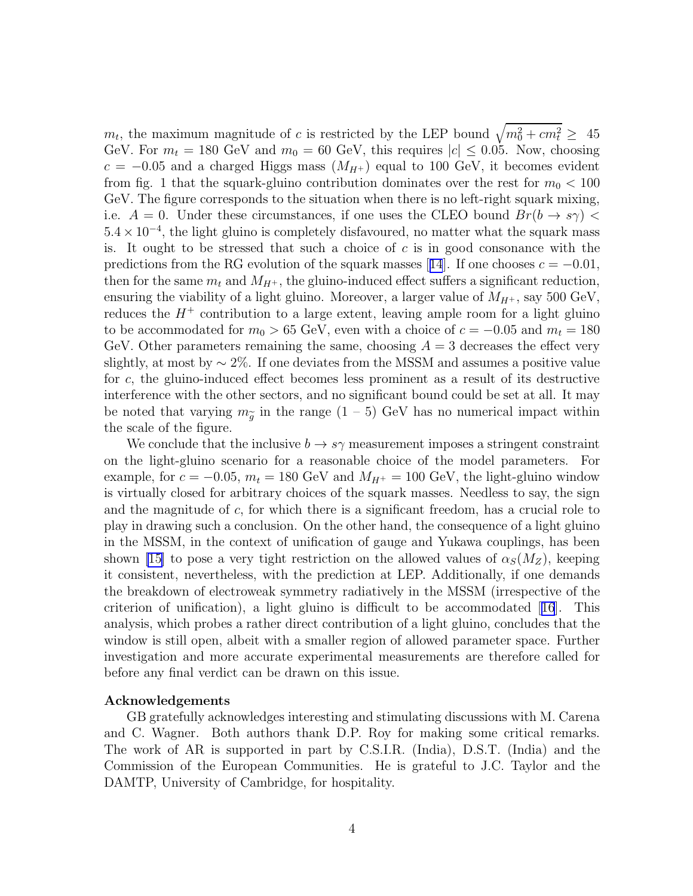$m_t$, the maximum magnitude of $c$ is restricted by the LEP bound $\sqrt{m_0^2 + c m_t^2} \geq$ 45 GeV. For $m_t = 180$ GeV and $m_0 = 60$ GeV, this requires $|c| \leq 0.05$. Now, choosing $c = -0.05$ and a charged Higgs mass ($M_{H^+}$) equal to 100 GeV, it becomes evident from fig. 1 that the squark-gluino contribution dominates over the rest for $m_0 < 100$ GeV. The figure corresponds to the situation when there is no left-right squark mixing, i.e. $A = 0$. Under these circumstances, if one uses the CLEO bound $Br(b \to s\gamma) < 5.4 \times 10^{-4}$, the light gluino is completely disfavoured, no matter what the squark mass is. It ought to be stressed that such a choice of $c$ is in good consonance with the predictions from the RG evolution of the squark masses [14]. If one chooses $c = -0.01$, then for the same $m_t$ and $M_{H^+}$, the gluino-induced effect suffers a significant reduction, ensuring the viability of a light gluino. Moreover, a larger value of $M_{H^+}$, say 500 GeV, reduces the $H^+$ contribution to a large extent, leaving ample room for a light gluino to be accommodated for $m_0 > 65$ GeV, even with a choice of $c = -0.05$ and $m_t = 180$ GeV. Other parameters remaining the same, choosing $A = 3$ decreases the effect very slightly, at most by $\sim 2\%$. If one deviates from the MSSM and assumes a positive value for $c$, the gluino-induced effect becomes less prominent as a result of its destructive interference with the other sectors, and no significant bound could be set at all. It may be noted that varying $m_{\tilde{g}}$ in the range (1 – 5) GeV has no numerical impact within the scale of the figure.

We conclude that the inclusive $b \to s\gamma$ measurement imposes a stringent constraint on the light-gluino scenario for a reasonable choice of the model parameters. For example, for $c = -0.05$, $m_t = 180$ GeV and $M_{H^+} = 100$ GeV, the light-gluino window is virtually closed for arbitrary choices of the squark masses. Needless to say, the sign and the magnitude of $c$, for which there is a significant freedom, has a crucial role to play in drawing such a conclusion. On the other hand, the consequence of a light gluino in the MSSM, in the context of unification of gauge and Yukawa couplings, has been shown [15] to pose a very tight restriction on the allowed values of $\alpha_S(M_Z)$, keeping it consistent, nevertheless, with the prediction at LEP. Additionally, if one demands the breakdown of electroweak symmetry radiatively in the MSSM (irrespective of the criterion of unification), a light gluino is difficult to be accommodated [16]. This analysis, which probes a rather direct contribution of a light gluino, concludes that the window is still open, albeit with a smaller region of allowed parameter space. Further investigation and more accurate experimental measurements are therefore called for before any final verdict can be drawn on this issue.

**Acknowledgements**

GB gratefully acknowledges interesting and stimulating discussions with M. Carena and C. Wagner. Both authors thank D.P. Roy for making some critical remarks. The work of AR is supported in part by C.S.I.R. (India), D.S.T. (India) and the Commission of the European Communities. He is grateful to J.C. Taylor and the DAMTP, University of Cambridge, for hospitality.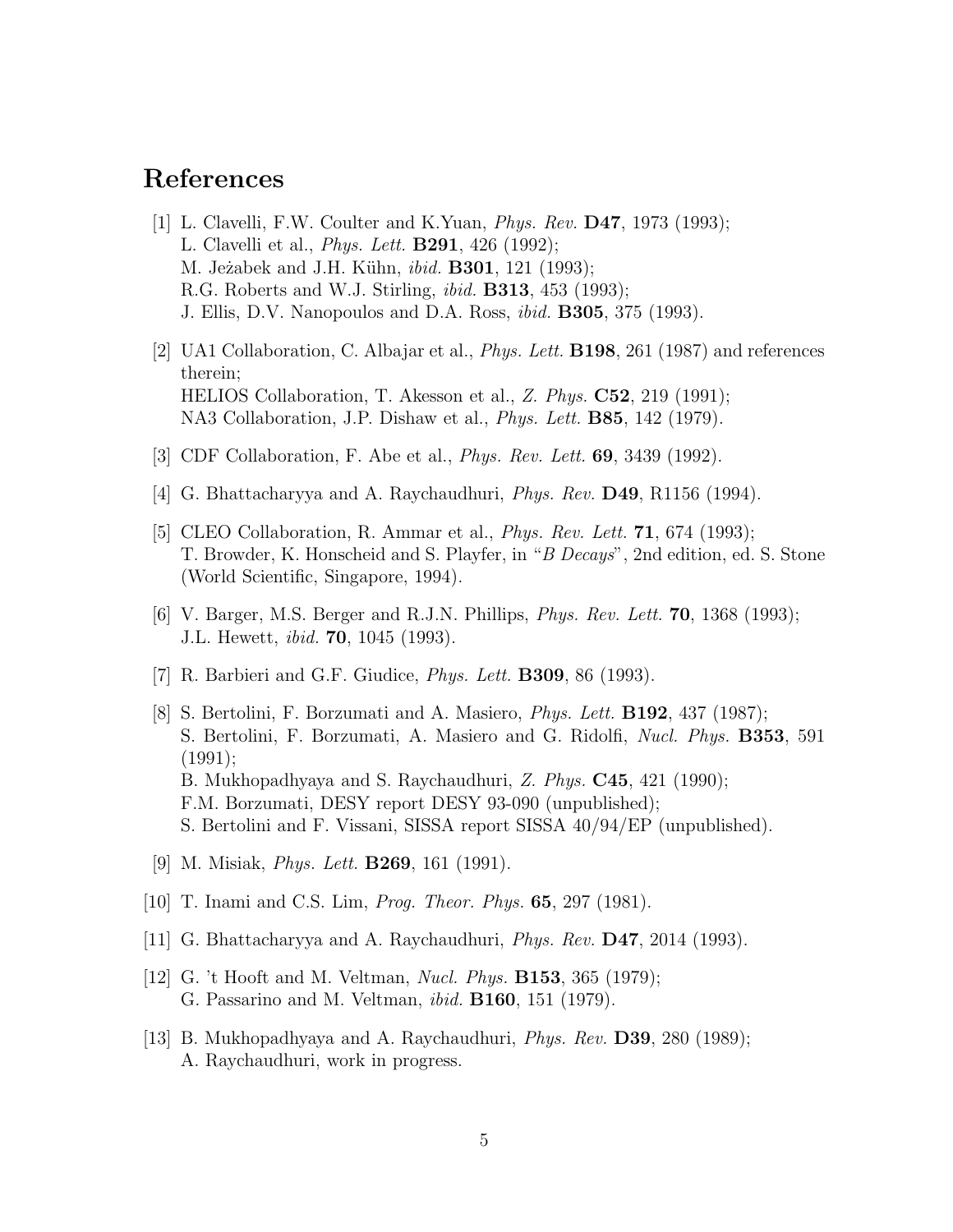# References

[1] L. Clavelli, F.W. Coulter and K.Yuan, *Phys. Rev.* **D47**, 1973 (1993);
L. Clavelli et al., *Phys. Lett.* **B291**, 426 (1992);
M. Jeżabek and J.H. Kühn, *ibid.* **B301**, 121 (1993);
R.G. Roberts and W.J. Stirling, *ibid.* **B313**, 453 (1993);
J. Ellis, D.V. Nanopoulos and D.A. Ross, *ibid.* **B305**, 375 (1993).

[2] UA1 Collaboration, C. Albajar et al., *Phys. Lett.* **B198**, 261 (1987) and references therein;
HELIOS Collaboration, T. Akesson et al., *Z. Phys.* **C52**, 219 (1991);
NA3 Collaboration, J.P. Dishaw et al., *Phys. Lett.* **B85**, 142 (1979).

[3] CDF Collaboration, F. Abe et al., *Phys. Rev. Lett.* **69**, 3439 (1992).

[4] G. Bhattacharyya and A. Raychaudhuri, *Phys. Rev.* **D49**, R1156 (1994).

[5] CLEO Collaboration, R. Ammar et al., *Phys. Rev. Lett.* **71**, 674 (1993);
T. Browder, K. Honscheid and S. Playfer, in "*B Decays*", 2nd edition, ed. S. Stone (World Scientific, Singapore, 1994).

[6] V. Barger, M.S. Berger and R.J.N. Phillips, *Phys. Rev. Lett.* **70**, 1368 (1993);
J.L. Hewett, *ibid.* **70**, 1045 (1993).

[7] R. Barbieri and G.F. Giudice, *Phys. Lett.* **B309**, 86 (1993).

[8] S. Bertolini, F. Borzumati and A. Masiero, *Phys. Lett.* **B192**, 437 (1987);
S. Bertolini, F. Borzumati, A. Masiero and G. Ridolfi, *Nucl. Phys.* **B353**, 591 (1991);
B. Mukhopadhyaya and S. Raychaudhuri, *Z. Phys.* **C45**, 421 (1990);
F.M. Borzumati, DESY report DESY 93-090 (unpublished);
S. Bertolini and F. Vissani, SISSA report SISSA 40/94/EP (unpublished).

[9] M. Misiak, *Phys. Lett.* **B269**, 161 (1991).

[10] T. Inami and C.S. Lim, *Prog. Theor. Phys.* **65**, 297 (1981).

[11] G. Bhattacharyya and A. Raychaudhuri, *Phys. Rev.* **D47**, 2014 (1993).

[12] G. 't Hooft and M. Veltman, *Nucl. Phys.* **B153**, 365 (1979);
G. Passarino and M. Veltman, *ibid.* **B160**, 151 (1979).

[13] B. Mukhopadhyaya and A. Raychaudhuri, *Phys. Rev.* **D39**, 280 (1989);
A. Raychaudhuri, work in progress.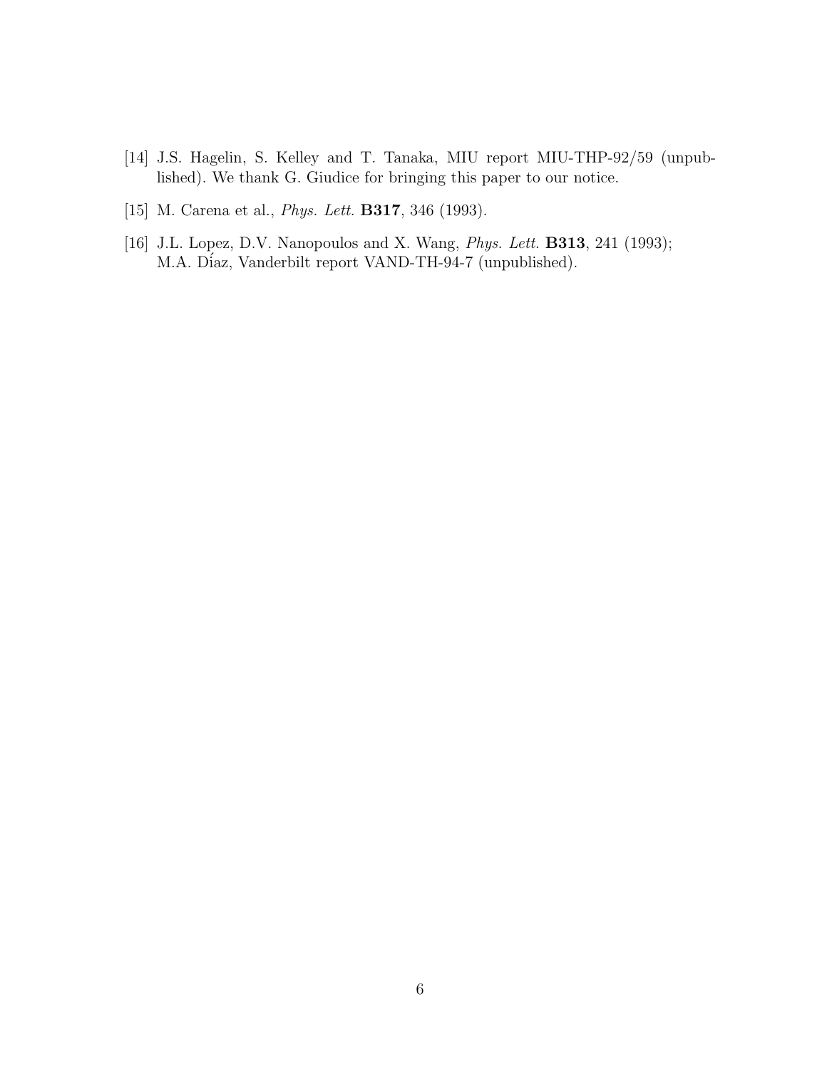[14] J.S. Hagelin, S. Kelley and T. Tanaka, MIU report MIU-THP-92/59 (unpublished). We thank G. Giudice for bringing this paper to our notice.

[15] M. Carena et al., *Phys. Lett.* **B317**, 346 (1993).

[16] J.L. Lopez, D.V. Nanopoulos and X. Wang, *Phys. Lett.* **B313**, 241 (1993); M.A. Díaz, Vanderbilt report VAND-TH-94-7 (unpublished).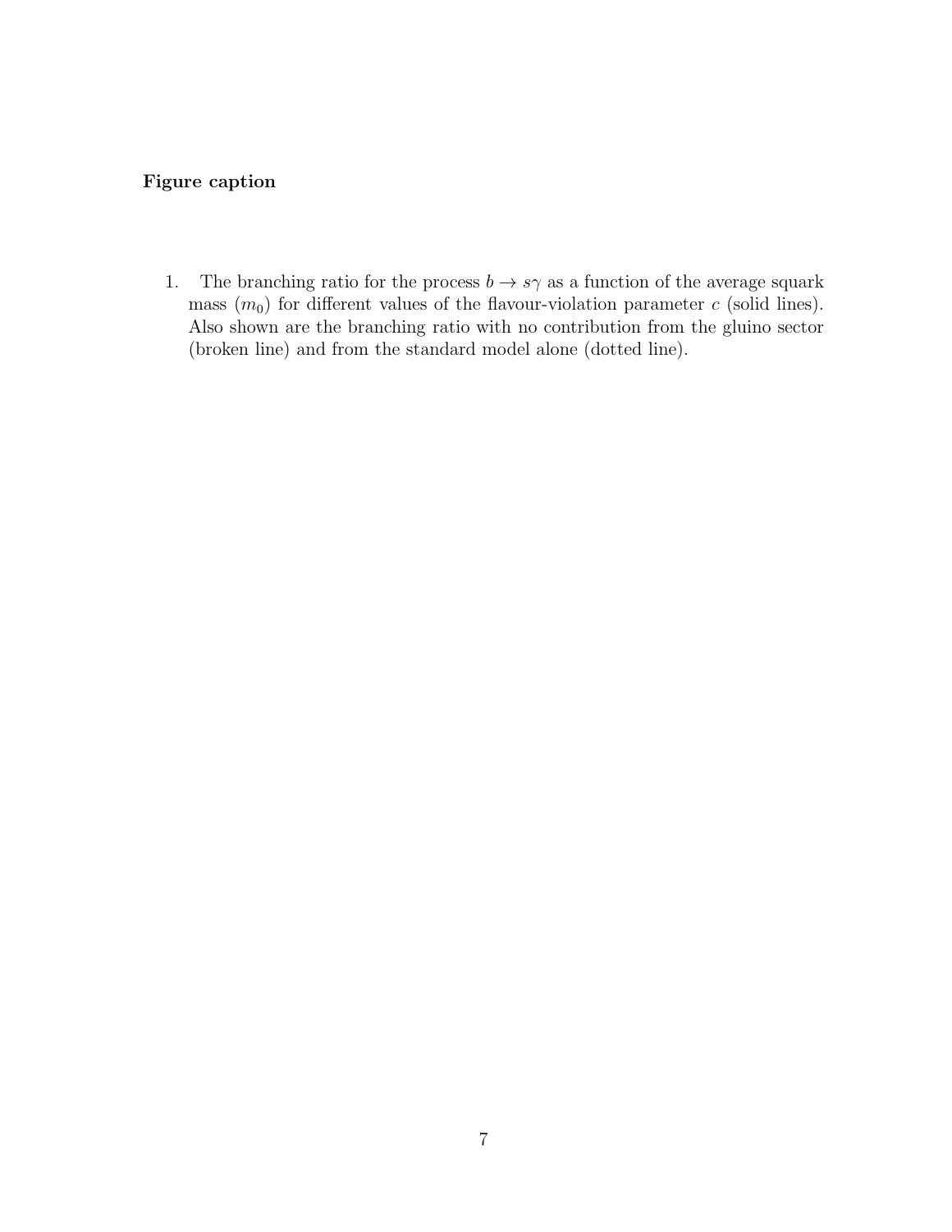**Figure caption**

1. The branching ratio for the process $b \to s\gamma$ as a function of the average squark mass ($m_0$) for different values of the flavour-violation parameter $c$ (solid lines). Also shown are the branching ratio with no contribution from the gluino sector (broken line) and from the standard model alone (dotted line).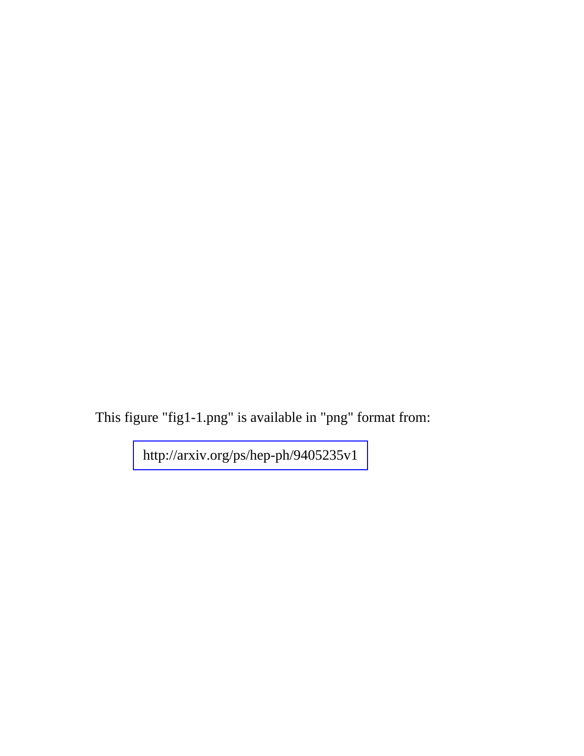This figure "fig1-1.png" is available in "png" format from:

http://arxiv.org/ps/hep-ph/9405235v1